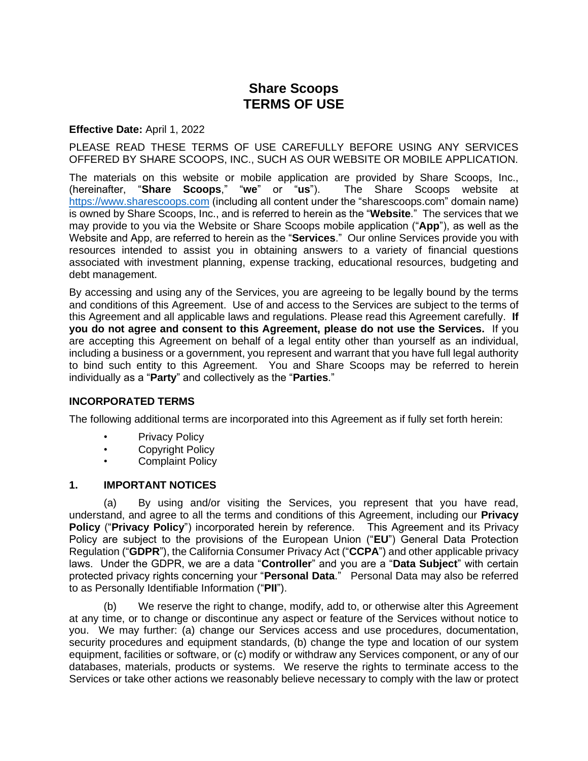# Share Scoops
# TERMS OF USE

**Effective Date:** April 1, 2022

PLEASE READ THESE TERMS OF USE CAREFULLY BEFORE USING ANY SERVICES OFFERED BY SHARE SCOOPS, INC., SUCH AS OUR WEBSITE OR MOBILE APPLICATION.

The materials on this website or mobile application are provided by Share Scoops, Inc., (hereinafter, "**Share Scoops**," "**we**" or "**us**"). The Share Scoops website at https://www.sharescoops.com (including all content under the "sharescoops.com" domain name) is owned by Share Scoops, Inc., and is referred to herein as the "**Website**." The services that we may provide to you via the Website or Share Scoops mobile application ("**App**"), as well as the Website and App, are referred to herein as the "**Services**." Our online Services provide you with resources intended to assist you in obtaining answers to a variety of financial questions associated with investment planning, expense tracking, educational resources, budgeting and debt management.

By accessing and using any of the Services, you are agreeing to be legally bound by the terms and conditions of this Agreement. Use of and access to the Services are subject to the terms of this Agreement and all applicable laws and regulations. Please read this Agreement carefully. **If you do not agree and consent to this Agreement, please do not use the Services.** If you are accepting this Agreement on behalf of a legal entity other than yourself as an individual, including a business or a government, you represent and warrant that you have full legal authority to bind such entity to this Agreement. You and Share Scoops may be referred to herein individually as a "**Party**" and collectively as the "**Parties**."

## INCORPORATED TERMS

The following additional terms are incorporated into this Agreement as if fully set forth herein:

- Privacy Policy
- Copyright Policy
- Complaint Policy

## 1. IMPORTANT NOTICES

(a) By using and/or visiting the Services, you represent that you have read, understand, and agree to all the terms and conditions of this Agreement, including our **Privacy Policy** ("**Privacy Policy**") incorporated herein by reference. This Agreement and its Privacy Policy are subject to the provisions of the European Union ("**EU**") General Data Protection Regulation ("**GDPR**"), the California Consumer Privacy Act ("**CCPA**") and other applicable privacy laws. Under the GDPR, we are a data "**Controller**" and you are a "**Data Subject**" with certain protected privacy rights concerning your "**Personal Data**." Personal Data may also be referred to as Personally Identifiable Information ("**PII**").

(b) We reserve the right to change, modify, add to, or otherwise alter this Agreement at any time, or to change or discontinue any aspect or feature of the Services without notice to you. We may further: (a) change our Services access and use procedures, documentation, security procedures and equipment standards, (b) change the type and location of our system equipment, facilities or software, or (c) modify or withdraw any Services component, or any of our databases, materials, products or systems. We reserve the rights to terminate access to the Services or take other actions we reasonably believe necessary to comply with the law or protect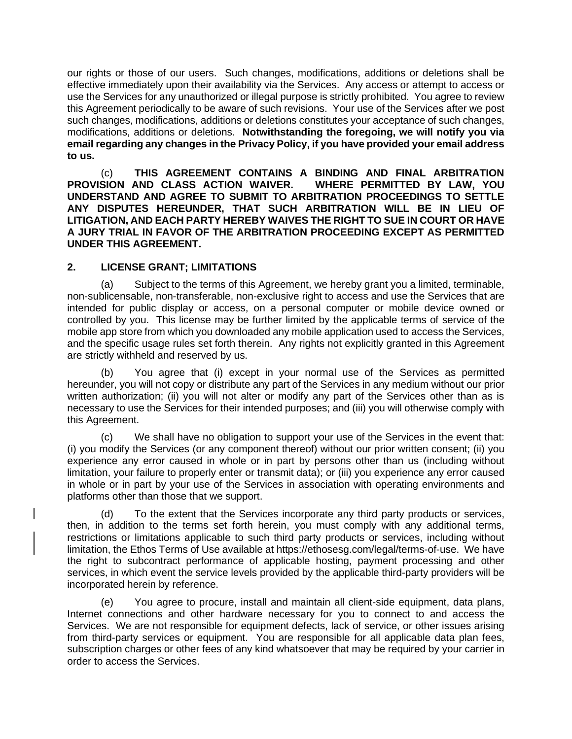our rights or those of our users. Such changes, modifications, additions or deletions shall be effective immediately upon their availability via the Services. Any access or attempt to access or use the Services for any unauthorized or illegal purpose is strictly prohibited. You agree to review this Agreement periodically to be aware of such revisions. Your use of the Services after we post such changes, modifications, additions or deletions constitutes your acceptance of such changes, modifications, additions or deletions. **Notwithstanding the foregoing, we will notify you via email regarding any changes in the Privacy Policy, if you have provided your email address to us.**

(c) **THIS AGREEMENT CONTAINS A BINDING AND FINAL ARBITRATION PROVISION AND CLASS ACTION WAIVER. WHERE PERMITTED BY LAW, YOU UNDERSTAND AND AGREE TO SUBMIT TO ARBITRATION PROCEEDINGS TO SETTLE ANY DISPUTES HEREUNDER, THAT SUCH ARBITRATION WILL BE IN LIEU OF LITIGATION, AND EACH PARTY HEREBY WAIVES THE RIGHT TO SUE IN COURT OR HAVE A JURY TRIAL IN FAVOR OF THE ARBITRATION PROCEEDING EXCEPT AS PERMITTED UNDER THIS AGREEMENT.**

## 2. LICENSE GRANT; LIMITATIONS

(a) Subject to the terms of this Agreement, we hereby grant you a limited, terminable, non-sublicensable, non-transferable, non-exclusive right to access and use the Services that are intended for public display or access, on a personal computer or mobile device owned or controlled by you. This license may be further limited by the applicable terms of service of the mobile app store from which you downloaded any mobile application used to access the Services, and the specific usage rules set forth therein. Any rights not explicitly granted in this Agreement are strictly withheld and reserved by us.

(b) You agree that (i) except in your normal use of the Services as permitted hereunder, you will not copy or distribute any part of the Services in any medium without our prior written authorization; (ii) you will not alter or modify any part of the Services other than as is necessary to use the Services for their intended purposes; and (iii) you will otherwise comply with this Agreement.

(c) We shall have no obligation to support your use of the Services in the event that: (i) you modify the Services (or any component thereof) without our prior written consent; (ii) you experience any error caused in whole or in part by persons other than us (including without limitation, your failure to properly enter or transmit data); or (iii) you experience any error caused in whole or in part by your use of the Services in association with operating environments and platforms other than those that we support.

(d) To the extent that the Services incorporate any third party products or services, then, in addition to the terms set forth herein, you must comply with any additional terms, restrictions or limitations applicable to such third party products or services, including without limitation, the Ethos Terms of Use available at https://ethosesg.com/legal/terms-of-use. We have the right to subcontract performance of applicable hosting, payment processing and other services, in which event the service levels provided by the applicable third-party providers will be incorporated herein by reference.

(e) You agree to procure, install and maintain all client-side equipment, data plans, Internet connections and other hardware necessary for you to connect to and access the Services. We are not responsible for equipment defects, lack of service, or other issues arising from third-party services or equipment. You are responsible for all applicable data plan fees, subscription charges or other fees of any kind whatsoever that may be required by your carrier in order to access the Services.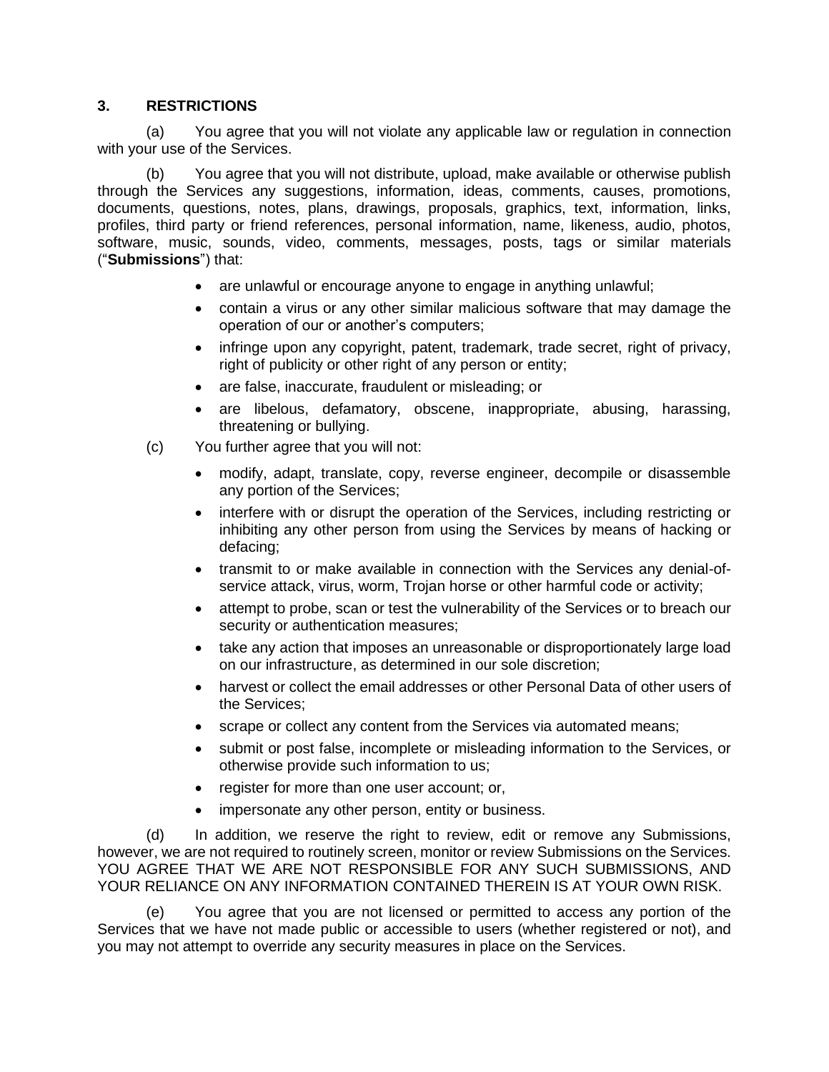## 3. RESTRICTIONS

(a) You agree that you will not violate any applicable law or regulation in connection with your use of the Services.

(b) You agree that you will not distribute, upload, make available or otherwise publish through the Services any suggestions, information, ideas, comments, causes, promotions, documents, questions, notes, plans, drawings, proposals, graphics, text, information, links, profiles, third party or friend references, personal information, name, likeness, audio, photos, software, music, sounds, video, comments, messages, posts, tags or similar materials ("**Submissions**") that:

- are unlawful or encourage anyone to engage in anything unlawful;
- contain a virus or any other similar malicious software that may damage the operation of our or another's computers;
- infringe upon any copyright, patent, trademark, trade secret, right of privacy, right of publicity or other right of any person or entity;
- are false, inaccurate, fraudulent or misleading; or
- are libelous, defamatory, obscene, inappropriate, abusing, harassing, threatening or bullying.

(c) You further agree that you will not:

- modify, adapt, translate, copy, reverse engineer, decompile or disassemble any portion of the Services;
- interfere with or disrupt the operation of the Services, including restricting or inhibiting any other person from using the Services by means of hacking or defacing;
- transmit to or make available in connection with the Services any denial-of-service attack, virus, worm, Trojan horse or other harmful code or activity;
- attempt to probe, scan or test the vulnerability of the Services or to breach our security or authentication measures;
- take any action that imposes an unreasonable or disproportionately large load on our infrastructure, as determined in our sole discretion;
- harvest or collect the email addresses or other Personal Data of other users of the Services;
- scrape or collect any content from the Services via automated means;
- submit or post false, incomplete or misleading information to the Services, or otherwise provide such information to us;
- register for more than one user account; or,
- impersonate any other person, entity or business.

(d) In addition, we reserve the right to review, edit or remove any Submissions, however, we are not required to routinely screen, monitor or review Submissions on the Services. YOU AGREE THAT WE ARE NOT RESPONSIBLE FOR ANY SUCH SUBMISSIONS, AND YOUR RELIANCE ON ANY INFORMATION CONTAINED THEREIN IS AT YOUR OWN RISK.

(e) You agree that you are not licensed or permitted to access any portion of the Services that we have not made public or accessible to users (whether registered or not), and you may not attempt to override any security measures in place on the Services.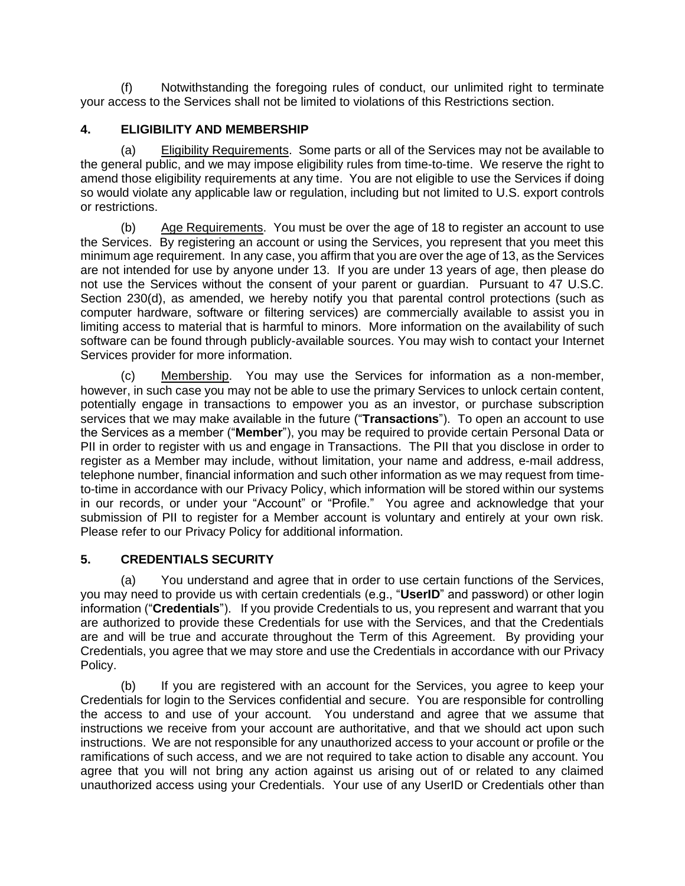(f) Notwithstanding the foregoing rules of conduct, our unlimited right to terminate your access to the Services shall not be limited to violations of this Restrictions section.

## 4. ELIGIBILITY AND MEMBERSHIP

(a) Eligibility Requirements. Some parts or all of the Services may not be available to the general public, and we may impose eligibility rules from time-to-time. We reserve the right to amend those eligibility requirements at any time. You are not eligible to use the Services if doing so would violate any applicable law or regulation, including but not limited to U.S. export controls or restrictions.

(b) Age Requirements. You must be over the age of 18 to register an account to use the Services. By registering an account or using the Services, you represent that you meet this minimum age requirement. In any case, you affirm that you are over the age of 13, as the Services are not intended for use by anyone under 13. If you are under 13 years of age, then please do not use the Services without the consent of your parent or guardian. Pursuant to 47 U.S.C. Section 230(d), as amended, we hereby notify you that parental control protections (such as computer hardware, software or filtering services) are commercially available to assist you in limiting access to material that is harmful to minors. More information on the availability of such software can be found through publicly-available sources. You may wish to contact your Internet Services provider for more information.

(c) Membership. You may use the Services for information as a non-member, however, in such case you may not be able to use the primary Services to unlock certain content, potentially engage in transactions to empower you as an investor, or purchase subscription services that we may make available in the future ("**Transactions**"). To open an account to use the Services as a member ("**Member**"), you may be required to provide certain Personal Data or PII in order to register with us and engage in Transactions. The PII that you disclose in order to register as a Member may include, without limitation, your name and address, e-mail address, telephone number, financial information and such other information as we may request from time-to-time in accordance with our Privacy Policy, which information will be stored within our systems in our records, or under your "Account" or "Profile." You agree and acknowledge that your submission of PII to register for a Member account is voluntary and entirely at your own risk. Please refer to our Privacy Policy for additional information.

## 5. CREDENTIALS SECURITY

(a) You understand and agree that in order to use certain functions of the Services, you may need to provide us with certain credentials (e.g., "**UserID**" and password) or other login information ("**Credentials**"). If you provide Credentials to us, you represent and warrant that you are authorized to provide these Credentials for use with the Services, and that the Credentials are and will be true and accurate throughout the Term of this Agreement. By providing your Credentials, you agree that we may store and use the Credentials in accordance with our Privacy Policy.

(b) If you are registered with an account for the Services, you agree to keep your Credentials for login to the Services confidential and secure. You are responsible for controlling the access to and use of your account. You understand and agree that we assume that instructions we receive from your account are authoritative, and that we should act upon such instructions. We are not responsible for any unauthorized access to your account or profile or the ramifications of such access, and we are not required to take action to disable any account. You agree that you will not bring any action against us arising out of or related to any claimed unauthorized access using your Credentials. Your use of any UserID or Credentials other than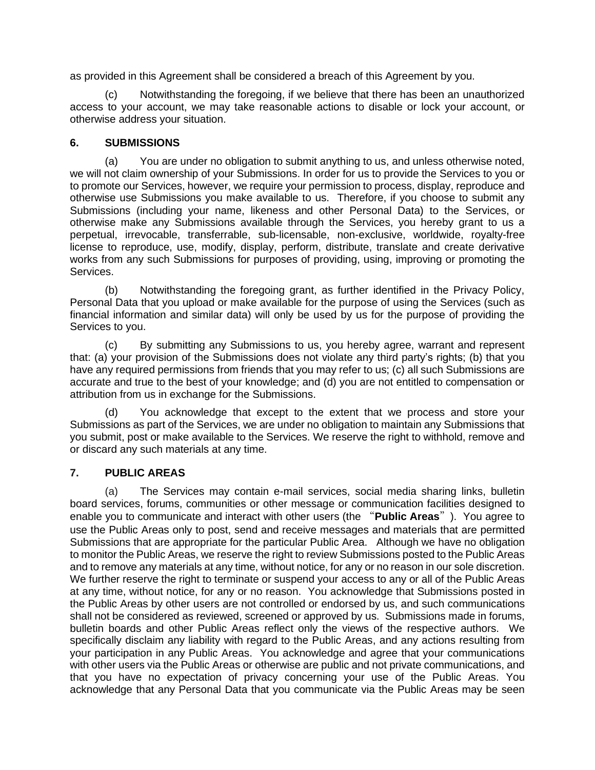as provided in this Agreement shall be considered a breach of this Agreement by you.

(c) Notwithstanding the foregoing, if we believe that there has been an unauthorized access to your account, we may take reasonable actions to disable or lock your account, or otherwise address your situation.

## 6. SUBMISSIONS

(a) You are under no obligation to submit anything to us, and unless otherwise noted, we will not claim ownership of your Submissions. In order for us to provide the Services to you or to promote our Services, however, we require your permission to process, display, reproduce and otherwise use Submissions you make available to us. Therefore, if you choose to submit any Submissions (including your name, likeness and other Personal Data) to the Services, or otherwise make any Submissions available through the Services, you hereby grant to us a perpetual, irrevocable, transferrable, sub-licensable, non-exclusive, worldwide, royalty-free license to reproduce, use, modify, display, perform, distribute, translate and create derivative works from any such Submissions for purposes of providing, using, improving or promoting the Services.

(b) Notwithstanding the foregoing grant, as further identified in the Privacy Policy, Personal Data that you upload or make available for the purpose of using the Services (such as financial information and similar data) will only be used by us for the purpose of providing the Services to you.

(c) By submitting any Submissions to us, you hereby agree, warrant and represent that: (a) your provision of the Submissions does not violate any third party's rights; (b) that you have any required permissions from friends that you may refer to us; (c) all such Submissions are accurate and true to the best of your knowledge; and (d) you are not entitled to compensation or attribution from us in exchange for the Submissions.

(d) You acknowledge that except to the extent that we process and store your Submissions as part of the Services, we are under no obligation to maintain any Submissions that you submit, post or make available to the Services. We reserve the right to withhold, remove and or discard any such materials at any time.

## 7. PUBLIC AREAS

(a) The Services may contain e-mail services, social media sharing links, bulletin board services, forums, communities or other message or communication facilities designed to enable you to communicate and interact with other users (the "**Public Areas**"). You agree to use the Public Areas only to post, send and receive messages and materials that are permitted Submissions that are appropriate for the particular Public Area. Although we have no obligation to monitor the Public Areas, we reserve the right to review Submissions posted to the Public Areas and to remove any materials at any time, without notice, for any or no reason in our sole discretion. We further reserve the right to terminate or suspend your access to any or all of the Public Areas at any time, without notice, for any or no reason. You acknowledge that Submissions posted in the Public Areas by other users are not controlled or endorsed by us, and such communications shall not be considered as reviewed, screened or approved by us. Submissions made in forums, bulletin boards and other Public Areas reflect only the views of the respective authors. We specifically disclaim any liability with regard to the Public Areas, and any actions resulting from your participation in any Public Areas. You acknowledge and agree that your communications with other users via the Public Areas or otherwise are public and not private communications, and that you have no expectation of privacy concerning your use of the Public Areas. You acknowledge that any Personal Data that you communicate via the Public Areas may be seen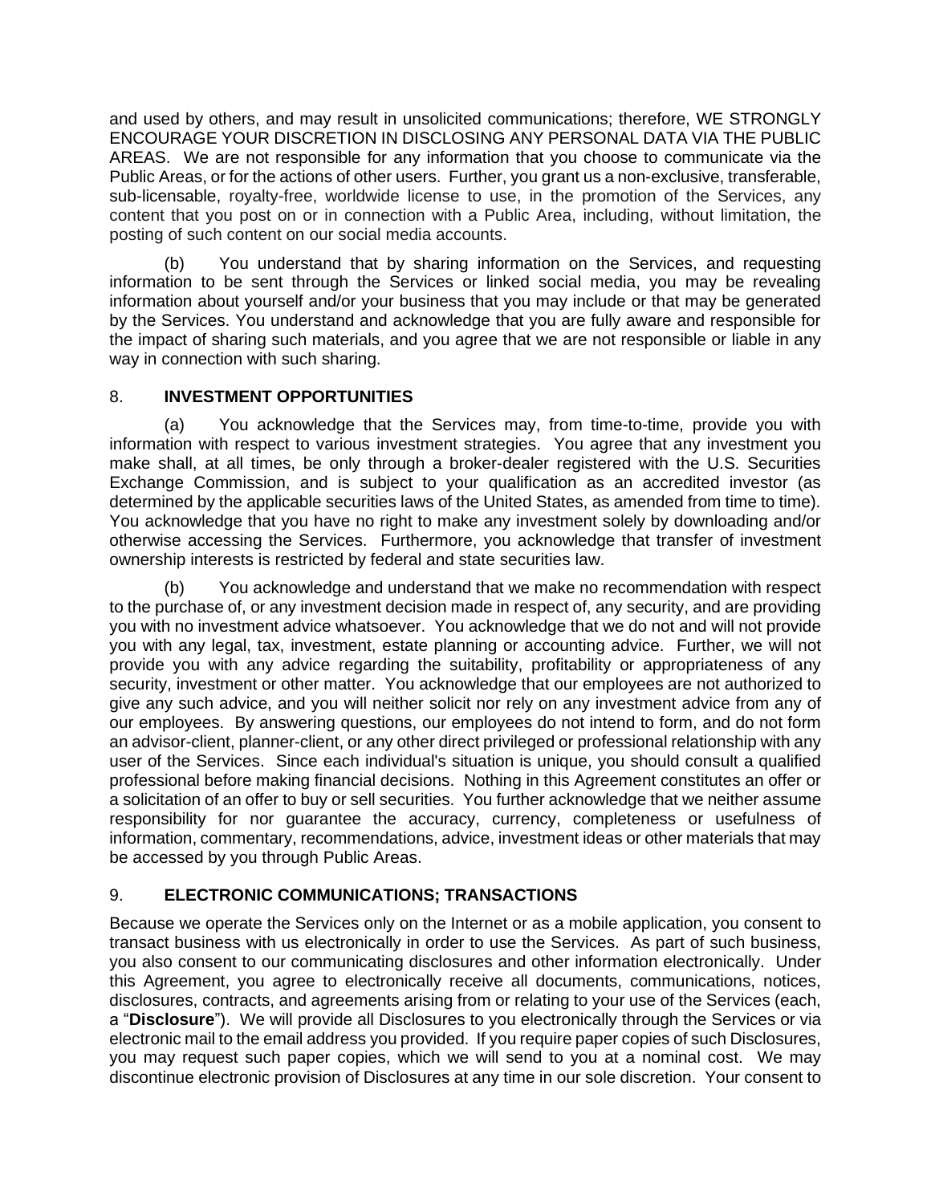and used by others, and may result in unsolicited communications; therefore, WE STRONGLY ENCOURAGE YOUR DISCRETION IN DISCLOSING ANY PERSONAL DATA VIA THE PUBLIC AREAS. We are not responsible for any information that you choose to communicate via the Public Areas, or for the actions of other users. Further, you grant us a non-exclusive, transferable, sub-licensable, royalty-free, worldwide license to use, in the promotion of the Services, any content that you post on or in connection with a Public Area, including, without limitation, the posting of such content on our social media accounts.

(b) You understand that by sharing information on the Services, and requesting information to be sent through the Services or linked social media, you may be revealing information about yourself and/or your business that you may include or that may be generated by the Services. You understand and acknowledge that you are fully aware and responsible for the impact of sharing such materials, and you agree that we are not responsible or liable in any way in connection with such sharing.

## 8. **INVESTMENT OPPORTUNITIES**

(a) You acknowledge that the Services may, from time-to-time, provide you with information with respect to various investment strategies. You agree that any investment you make shall, at all times, be only through a broker-dealer registered with the U.S. Securities Exchange Commission, and is subject to your qualification as an accredited investor (as determined by the applicable securities laws of the United States, as amended from time to time). You acknowledge that you have no right to make any investment solely by downloading and/or otherwise accessing the Services. Furthermore, you acknowledge that transfer of investment ownership interests is restricted by federal and state securities law.

(b) You acknowledge and understand that we make no recommendation with respect to the purchase of, or any investment decision made in respect of, any security, and are providing you with no investment advice whatsoever. You acknowledge that we do not and will not provide you with any legal, tax, investment, estate planning or accounting advice. Further, we will not provide you with any advice regarding the suitability, profitability or appropriateness of any security, investment or other matter. You acknowledge that our employees are not authorized to give any such advice, and you will neither solicit nor rely on any investment advice from any of our employees. By answering questions, our employees do not intend to form, and do not form an advisor-client, planner-client, or any other direct privileged or professional relationship with any user of the Services. Since each individual's situation is unique, you should consult a qualified professional before making financial decisions. Nothing in this Agreement constitutes an offer or a solicitation of an offer to buy or sell securities. You further acknowledge that we neither assume responsibility for nor guarantee the accuracy, currency, completeness or usefulness of information, commentary, recommendations, advice, investment ideas or other materials that may be accessed by you through Public Areas.

## 9. **ELECTRONIC COMMUNICATIONS; TRANSACTIONS**

Because we operate the Services only on the Internet or as a mobile application, you consent to transact business with us electronically in order to use the Services. As part of such business, you also consent to our communicating disclosures and other information electronically. Under this Agreement, you agree to electronically receive all documents, communications, notices, disclosures, contracts, and agreements arising from or relating to your use of the Services (each, a "**Disclosure**"). We will provide all Disclosures to you electronically through the Services or via electronic mail to the email address you provided. If you require paper copies of such Disclosures, you may request such paper copies, which we will send to you at a nominal cost. We may discontinue electronic provision of Disclosures at any time in our sole discretion. Your consent to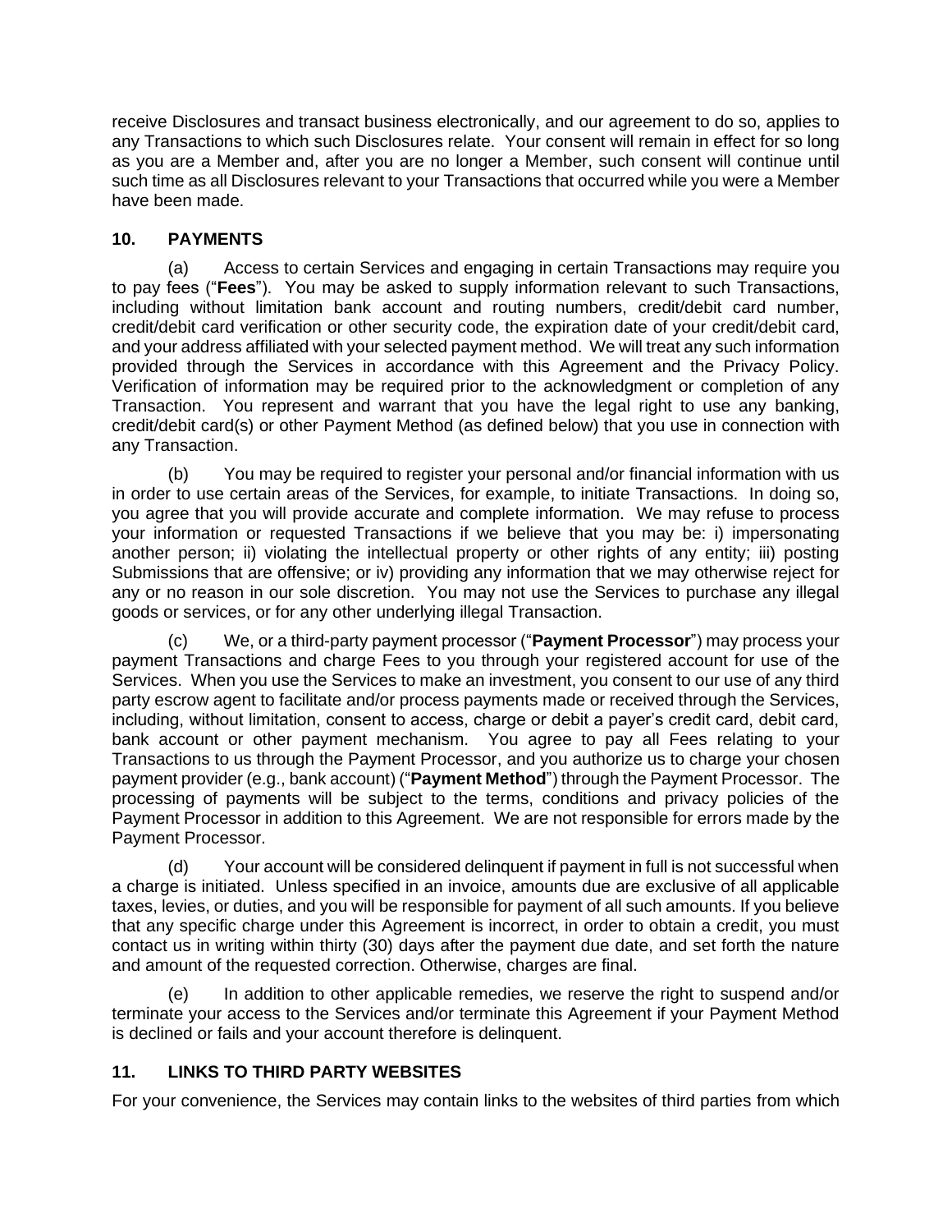receive Disclosures and transact business electronically, and our agreement to do so, applies to any Transactions to which such Disclosures relate. Your consent will remain in effect for so long as you are a Member and, after you are no longer a Member, such consent will continue until such time as all Disclosures relevant to your Transactions that occurred while you were a Member have been made.

## 10. PAYMENTS

(a) Access to certain Services and engaging in certain Transactions may require you to pay fees ("**Fees**"). You may be asked to supply information relevant to such Transactions, including without limitation bank account and routing numbers, credit/debit card number, credit/debit card verification or other security code, the expiration date of your credit/debit card, and your address affiliated with your selected payment method. We will treat any such information provided through the Services in accordance with this Agreement and the Privacy Policy. Verification of information may be required prior to the acknowledgment or completion of any Transaction. You represent and warrant that you have the legal right to use any banking, credit/debit card(s) or other Payment Method (as defined below) that you use in connection with any Transaction.

(b) You may be required to register your personal and/or financial information with us in order to use certain areas of the Services, for example, to initiate Transactions. In doing so, you agree that you will provide accurate and complete information. We may refuse to process your information or requested Transactions if we believe that you may be: i) impersonating another person; ii) violating the intellectual property or other rights of any entity; iii) posting Submissions that are offensive; or iv) providing any information that we may otherwise reject for any or no reason in our sole discretion. You may not use the Services to purchase any illegal goods or services, or for any other underlying illegal Transaction.

(c) We, or a third-party payment processor ("**Payment Processor**") may process your payment Transactions and charge Fees to you through your registered account for use of the Services. When you use the Services to make an investment, you consent to our use of any third party escrow agent to facilitate and/or process payments made or received through the Services, including, without limitation, consent to access, charge or debit a payer's credit card, debit card, bank account or other payment mechanism. You agree to pay all Fees relating to your Transactions to us through the Payment Processor, and you authorize us to charge your chosen payment provider (e.g., bank account) ("**Payment Method**") through the Payment Processor. The processing of payments will be subject to the terms, conditions and privacy policies of the Payment Processor in addition to this Agreement. We are not responsible for errors made by the Payment Processor.

(d) Your account will be considered delinquent if payment in full is not successful when a charge is initiated. Unless specified in an invoice, amounts due are exclusive of all applicable taxes, levies, or duties, and you will be responsible for payment of all such amounts. If you believe that any specific charge under this Agreement is incorrect, in order to obtain a credit, you must contact us in writing within thirty (30) days after the payment due date, and set forth the nature and amount of the requested correction. Otherwise, charges are final.

(e) In addition to other applicable remedies, we reserve the right to suspend and/or terminate your access to the Services and/or terminate this Agreement if your Payment Method is declined or fails and your account therefore is delinquent.

## 11. LINKS TO THIRD PARTY WEBSITES

For your convenience, the Services may contain links to the websites of third parties from which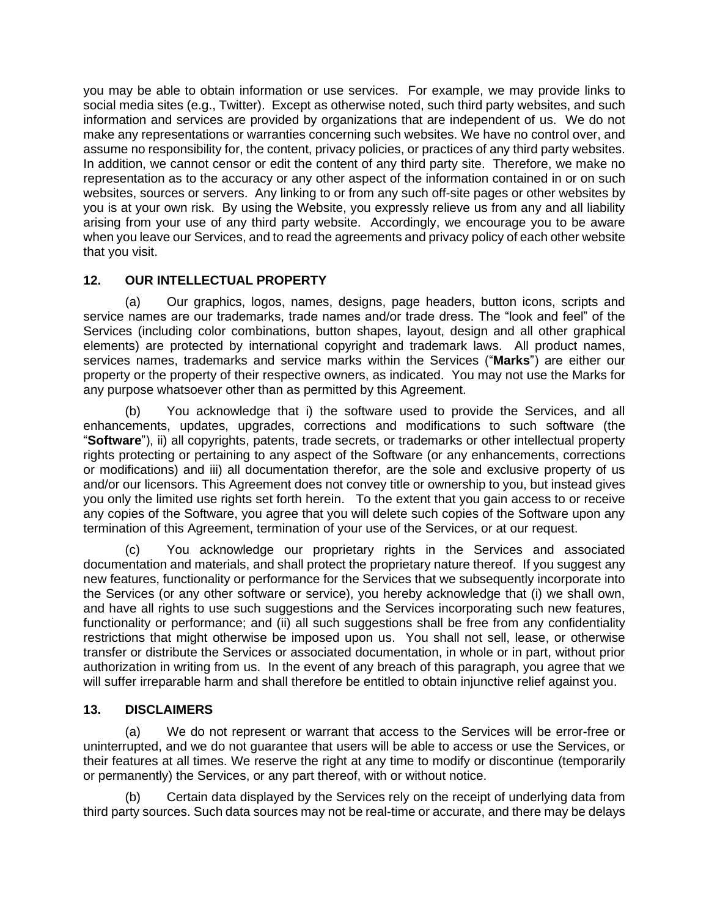you may be able to obtain information or use services. For example, we may provide links to social media sites (e.g., Twitter). Except as otherwise noted, such third party websites, and such information and services are provided by organizations that are independent of us. We do not make any representations or warranties concerning such websites. We have no control over, and assume no responsibility for, the content, privacy policies, or practices of any third party websites. In addition, we cannot censor or edit the content of any third party site. Therefore, we make no representation as to the accuracy or any other aspect of the information contained in or on such websites, sources or servers. Any linking to or from any such off-site pages or other websites by you is at your own risk. By using the Website, you expressly relieve us from any and all liability arising from your use of any third party website. Accordingly, we encourage you to be aware when you leave our Services, and to read the agreements and privacy policy of each other website that you visit.

## 12. OUR INTELLECTUAL PROPERTY

(a) Our graphics, logos, names, designs, page headers, button icons, scripts and service names are our trademarks, trade names and/or trade dress. The "look and feel" of the Services (including color combinations, button shapes, layout, design and all other graphical elements) are protected by international copyright and trademark laws. All product names, services names, trademarks and service marks within the Services ("**Marks**") are either our property or the property of their respective owners, as indicated. You may not use the Marks for any purpose whatsoever other than as permitted by this Agreement.

(b) You acknowledge that i) the software used to provide the Services, and all enhancements, updates, upgrades, corrections and modifications to such software (the "**Software**"), ii) all copyrights, patents, trade secrets, or trademarks or other intellectual property rights protecting or pertaining to any aspect of the Software (or any enhancements, corrections or modifications) and iii) all documentation therefor, are the sole and exclusive property of us and/or our licensors. This Agreement does not convey title or ownership to you, but instead gives you only the limited use rights set forth herein. To the extent that you gain access to or receive any copies of the Software, you agree that you will delete such copies of the Software upon any termination of this Agreement, termination of your use of the Services, or at our request.

(c) You acknowledge our proprietary rights in the Services and associated documentation and materials, and shall protect the proprietary nature thereof. If you suggest any new features, functionality or performance for the Services that we subsequently incorporate into the Services (or any other software or service), you hereby acknowledge that (i) we shall own, and have all rights to use such suggestions and the Services incorporating such new features, functionality or performance; and (ii) all such suggestions shall be free from any confidentiality restrictions that might otherwise be imposed upon us. You shall not sell, lease, or otherwise transfer or distribute the Services or associated documentation, in whole or in part, without prior authorization in writing from us. In the event of any breach of this paragraph, you agree that we will suffer irreparable harm and shall therefore be entitled to obtain injunctive relief against you.

## 13. DISCLAIMERS

(a) We do not represent or warrant that access to the Services will be error-free or uninterrupted, and we do not guarantee that users will be able to access or use the Services, or their features at all times. We reserve the right at any time to modify or discontinue (temporarily or permanently) the Services, or any part thereof, with or without notice.

(b) Certain data displayed by the Services rely on the receipt of underlying data from third party sources. Such data sources may not be real-time or accurate, and there may be delays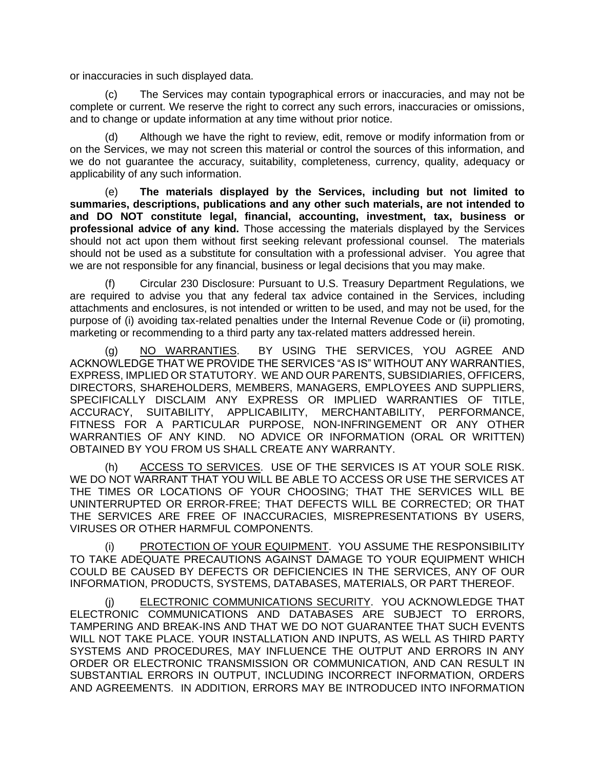or inaccuracies in such displayed data.

(c) The Services may contain typographical errors or inaccuracies, and may not be complete or current. We reserve the right to correct any such errors, inaccuracies or omissions, and to change or update information at any time without prior notice.

(d) Although we have the right to review, edit, remove or modify information from or on the Services, we may not screen this material or control the sources of this information, and we do not guarantee the accuracy, suitability, completeness, currency, quality, adequacy or applicability of any such information.

(e) **The materials displayed by the Services, including but not limited to summaries, descriptions, publications and any other such materials, are not intended to and DO NOT constitute legal, financial, accounting, investment, tax, business or professional advice of any kind.** Those accessing the materials displayed by the Services should not act upon them without first seeking relevant professional counsel. The materials should not be used as a substitute for consultation with a professional adviser. You agree that we are not responsible for any financial, business or legal decisions that you may make.

(f) Circular 230 Disclosure: Pursuant to U.S. Treasury Department Regulations, we are required to advise you that any federal tax advice contained in the Services, including attachments and enclosures, is not intended or written to be used, and may not be used, for the purpose of (i) avoiding tax-related penalties under the Internal Revenue Code or (ii) promoting, marketing or recommending to a third party any tax-related matters addressed herein.

(g) NO WARRANTIES. BY USING THE SERVICES, YOU AGREE AND ACKNOWLEDGE THAT WE PROVIDE THE SERVICES "AS IS" WITHOUT ANY WARRANTIES, EXPRESS, IMPLIED OR STATUTORY. WE AND OUR PARENTS, SUBSIDIARIES, OFFICERS, DIRECTORS, SHAREHOLDERS, MEMBERS, MANAGERS, EMPLOYEES AND SUPPLIERS, SPECIFICALLY DISCLAIM ANY EXPRESS OR IMPLIED WARRANTIES OF TITLE, ACCURACY, SUITABILITY, APPLICABILITY, MERCHANTABILITY, PERFORMANCE, FITNESS FOR A PARTICULAR PURPOSE, NON-INFRINGEMENT OR ANY OTHER WARRANTIES OF ANY KIND. NO ADVICE OR INFORMATION (ORAL OR WRITTEN) OBTAINED BY YOU FROM US SHALL CREATE ANY WARRANTY.

(h) ACCESS TO SERVICES. USE OF THE SERVICES IS AT YOUR SOLE RISK. WE DO NOT WARRANT THAT YOU WILL BE ABLE TO ACCESS OR USE THE SERVICES AT THE TIMES OR LOCATIONS OF YOUR CHOOSING; THAT THE SERVICES WILL BE UNINTERRUPTED OR ERROR-FREE; THAT DEFECTS WILL BE CORRECTED; OR THAT THE SERVICES ARE FREE OF INACCURACIES, MISREPRESENTATIONS BY USERS, VIRUSES OR OTHER HARMFUL COMPONENTS.

(i) PROTECTION OF YOUR EQUIPMENT. YOU ASSUME THE RESPONSIBILITY TO TAKE ADEQUATE PRECAUTIONS AGAINST DAMAGE TO YOUR EQUIPMENT WHICH COULD BE CAUSED BY DEFECTS OR DEFICIENCIES IN THE SERVICES, ANY OF OUR INFORMATION, PRODUCTS, SYSTEMS, DATABASES, MATERIALS, OR PART THEREOF.

(j) ELECTRONIC COMMUNICATIONS SECURITY. YOU ACKNOWLEDGE THAT ELECTRONIC COMMUNICATIONS AND DATABASES ARE SUBJECT TO ERRORS, TAMPERING AND BREAK-INS AND THAT WE DO NOT GUARANTEE THAT SUCH EVENTS WILL NOT TAKE PLACE. YOUR INSTALLATION AND INPUTS, AS WELL AS THIRD PARTY SYSTEMS AND PROCEDURES, MAY INFLUENCE THE OUTPUT AND ERRORS IN ANY ORDER OR ELECTRONIC TRANSMISSION OR COMMUNICATION, AND CAN RESULT IN SUBSTANTIAL ERRORS IN OUTPUT, INCLUDING INCORRECT INFORMATION, ORDERS AND AGREEMENTS. IN ADDITION, ERRORS MAY BE INTRODUCED INTO INFORMATION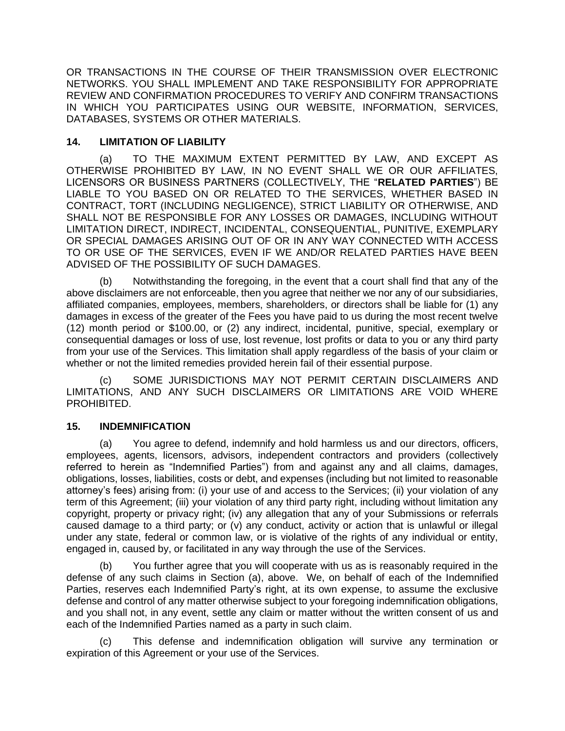OR TRANSACTIONS IN THE COURSE OF THEIR TRANSMISSION OVER ELECTRONIC NETWORKS. YOU SHALL IMPLEMENT AND TAKE RESPONSIBILITY FOR APPROPRIATE REVIEW AND CONFIRMATION PROCEDURES TO VERIFY AND CONFIRM TRANSACTIONS IN WHICH YOU PARTICIPATES USING OUR WEBSITE, INFORMATION, SERVICES, DATABASES, SYSTEMS OR OTHER MATERIALS.

## 14. LIMITATION OF LIABILITY

(a) TO THE MAXIMUM EXTENT PERMITTED BY LAW, AND EXCEPT AS OTHERWISE PROHIBITED BY LAW, IN NO EVENT SHALL WE OR OUR AFFILIATES, LICENSORS OR BUSINESS PARTNERS (COLLECTIVELY, THE "**RELATED PARTIES**") BE LIABLE TO YOU BASED ON OR RELATED TO THE SERVICES, WHETHER BASED IN CONTRACT, TORT (INCLUDING NEGLIGENCE), STRICT LIABILITY OR OTHERWISE, AND SHALL NOT BE RESPONSIBLE FOR ANY LOSSES OR DAMAGES, INCLUDING WITHOUT LIMITATION DIRECT, INDIRECT, INCIDENTAL, CONSEQUENTIAL, PUNITIVE, EXEMPLARY OR SPECIAL DAMAGES ARISING OUT OF OR IN ANY WAY CONNECTED WITH ACCESS TO OR USE OF THE SERVICES, EVEN IF WE AND/OR RELATED PARTIES HAVE BEEN ADVISED OF THE POSSIBILITY OF SUCH DAMAGES.

(b) Notwithstanding the foregoing, in the event that a court shall find that any of the above disclaimers are not enforceable, then you agree that neither we nor any of our subsidiaries, affiliated companies, employees, members, shareholders, or directors shall be liable for (1) any damages in excess of the greater of the Fees you have paid to us during the most recent twelve (12) month period or $100.00, or (2) any indirect, incidental, punitive, special, exemplary or consequential damages or loss of use, lost revenue, lost profits or data to you or any third party from your use of the Services. This limitation shall apply regardless of the basis of your claim or whether or not the limited remedies provided herein fail of their essential purpose.

(c) SOME JURISDICTIONS MAY NOT PERMIT CERTAIN DISCLAIMERS AND LIMITATIONS, AND ANY SUCH DISCLAIMERS OR LIMITATIONS ARE VOID WHERE PROHIBITED.

## 15. INDEMNIFICATION

(a) You agree to defend, indemnify and hold harmless us and our directors, officers, employees, agents, licensors, advisors, independent contractors and providers (collectively referred to herein as "Indemnified Parties") from and against any and all claims, damages, obligations, losses, liabilities, costs or debt, and expenses (including but not limited to reasonable attorney's fees) arising from: (i) your use of and access to the Services; (ii) your violation of any term of this Agreement; (iii) your violation of any third party right, including without limitation any copyright, property or privacy right; (iv) any allegation that any of your Submissions or referrals caused damage to a third party; or (v) any conduct, activity or action that is unlawful or illegal under any state, federal or common law, or is violative of the rights of any individual or entity, engaged in, caused by, or facilitated in any way through the use of the Services.

(b) You further agree that you will cooperate with us as is reasonably required in the defense of any such claims in Section (a), above. We, on behalf of each of the Indemnified Parties, reserves each Indemnified Party's right, at its own expense, to assume the exclusive defense and control of any matter otherwise subject to your foregoing indemnification obligations, and you shall not, in any event, settle any claim or matter without the written consent of us and each of the Indemnified Parties named as a party in such claim.

(c) This defense and indemnification obligation will survive any termination or expiration of this Agreement or your use of the Services.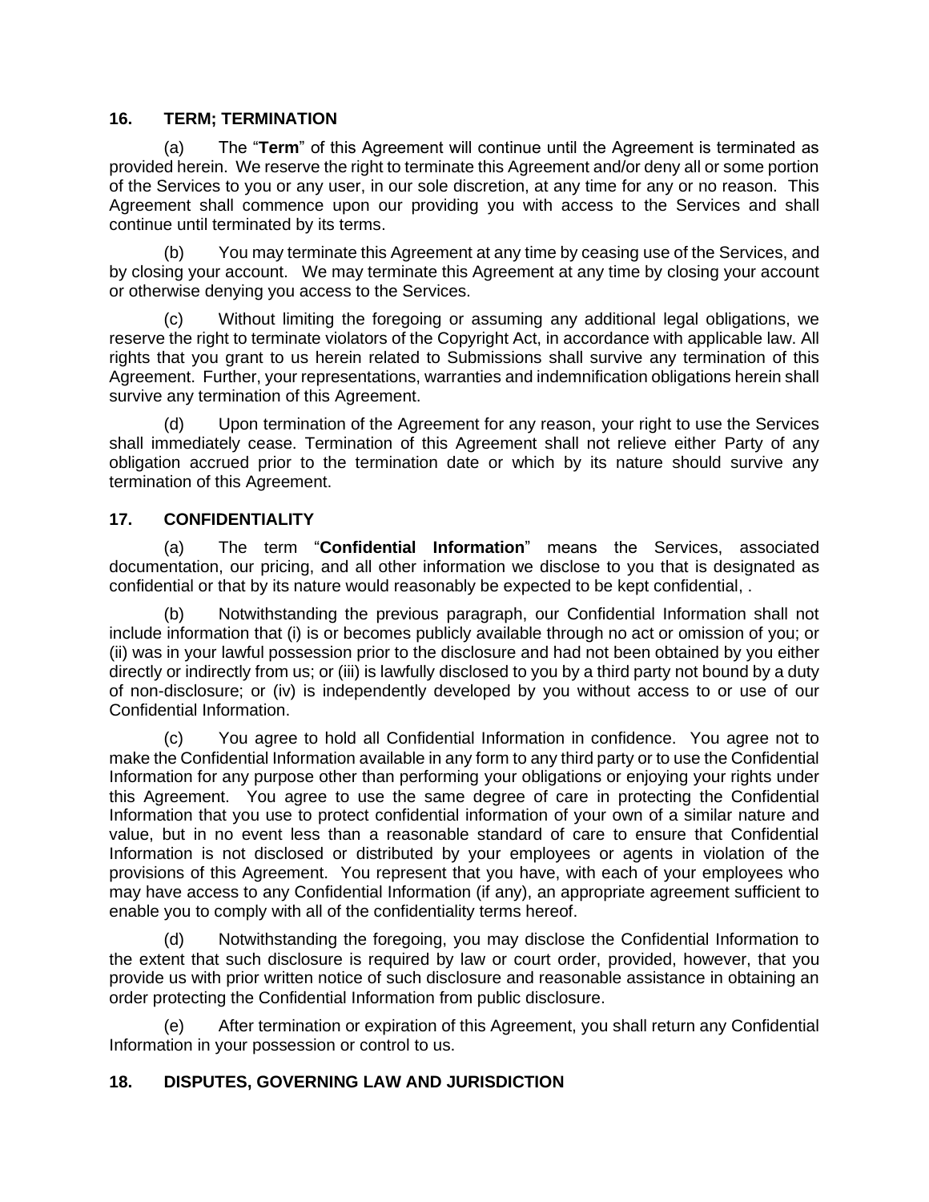## 16. TERM; TERMINATION

(a) The "**Term**" of this Agreement will continue until the Agreement is terminated as provided herein. We reserve the right to terminate this Agreement and/or deny all or some portion of the Services to you or any user, in our sole discretion, at any time for any or no reason. This Agreement shall commence upon our providing you with access to the Services and shall continue until terminated by its terms.

(b) You may terminate this Agreement at any time by ceasing use of the Services, and by closing your account. We may terminate this Agreement at any time by closing your account or otherwise denying you access to the Services.

(c) Without limiting the foregoing or assuming any additional legal obligations, we reserve the right to terminate violators of the Copyright Act, in accordance with applicable law. All rights that you grant to us herein related to Submissions shall survive any termination of this Agreement. Further, your representations, warranties and indemnification obligations herein shall survive any termination of this Agreement.

(d) Upon termination of the Agreement for any reason, your right to use the Services shall immediately cease. Termination of this Agreement shall not relieve either Party of any obligation accrued prior to the termination date or which by its nature should survive any termination of this Agreement.

## 17. CONFIDENTIALITY

(a) The term "**Confidential Information**" means the Services, associated documentation, our pricing, and all other information we disclose to you that is designated as confidential or that by its nature would reasonably be expected to be kept confidential, .

(b) Notwithstanding the previous paragraph, our Confidential Information shall not include information that (i) is or becomes publicly available through no act or omission of you; or (ii) was in your lawful possession prior to the disclosure and had not been obtained by you either directly or indirectly from us; or (iii) is lawfully disclosed to you by a third party not bound by a duty of non-disclosure; or (iv) is independently developed by you without access to or use of our Confidential Information.

(c) You agree to hold all Confidential Information in confidence. You agree not to make the Confidential Information available in any form to any third party or to use the Confidential Information for any purpose other than performing your obligations or enjoying your rights under this Agreement. You agree to use the same degree of care in protecting the Confidential Information that you use to protect confidential information of your own of a similar nature and value, but in no event less than a reasonable standard of care to ensure that Confidential Information is not disclosed or distributed by your employees or agents in violation of the provisions of this Agreement. You represent that you have, with each of your employees who may have access to any Confidential Information (if any), an appropriate agreement sufficient to enable you to comply with all of the confidentiality terms hereof.

(d) Notwithstanding the foregoing, you may disclose the Confidential Information to the extent that such disclosure is required by law or court order, provided, however, that you provide us with prior written notice of such disclosure and reasonable assistance in obtaining an order protecting the Confidential Information from public disclosure.

(e) After termination or expiration of this Agreement, you shall return any Confidential Information in your possession or control to us.

## 18. DISPUTES, GOVERNING LAW AND JURISDICTION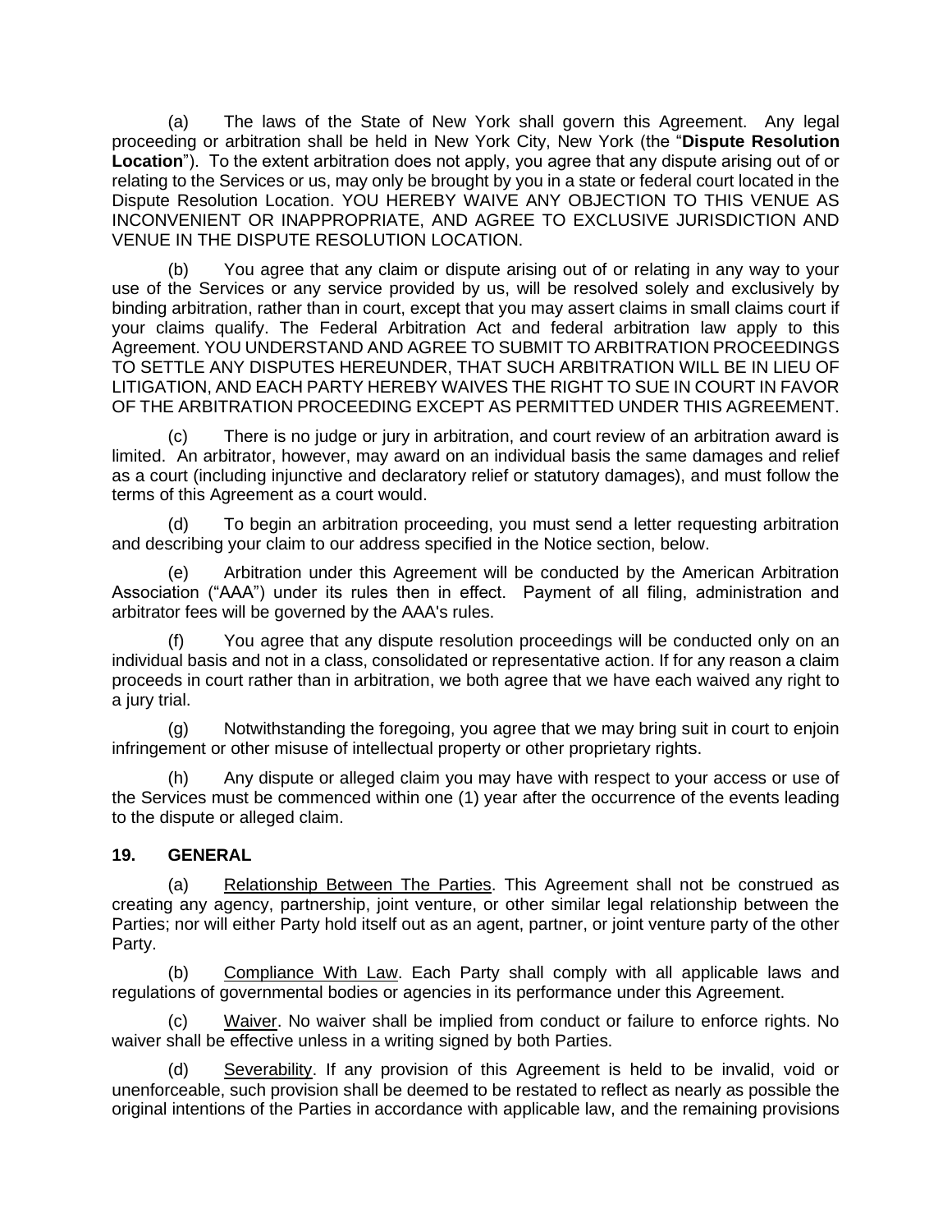(a) The laws of the State of New York shall govern this Agreement. Any legal proceeding or arbitration shall be held in New York City, New York (the "**Dispute Resolution Location**"). To the extent arbitration does not apply, you agree that any dispute arising out of or relating to the Services or us, may only be brought by you in a state or federal court located in the Dispute Resolution Location. YOU HEREBY WAIVE ANY OBJECTION TO THIS VENUE AS INCONVENIENT OR INAPPROPRIATE, AND AGREE TO EXCLUSIVE JURISDICTION AND VENUE IN THE DISPUTE RESOLUTION LOCATION.

(b) You agree that any claim or dispute arising out of or relating in any way to your use of the Services or any service provided by us, will be resolved solely and exclusively by binding arbitration, rather than in court, except that you may assert claims in small claims court if your claims qualify. The Federal Arbitration Act and federal arbitration law apply to this Agreement. YOU UNDERSTAND AND AGREE TO SUBMIT TO ARBITRATION PROCEEDINGS TO SETTLE ANY DISPUTES HEREUNDER, THAT SUCH ARBITRATION WILL BE IN LIEU OF LITIGATION, AND EACH PARTY HEREBY WAIVES THE RIGHT TO SUE IN COURT IN FAVOR OF THE ARBITRATION PROCEEDING EXCEPT AS PERMITTED UNDER THIS AGREEMENT.

(c) There is no judge or jury in arbitration, and court review of an arbitration award is limited. An arbitrator, however, may award on an individual basis the same damages and relief as a court (including injunctive and declaratory relief or statutory damages), and must follow the terms of this Agreement as a court would.

(d) To begin an arbitration proceeding, you must send a letter requesting arbitration and describing your claim to our address specified in the Notice section, below.

(e) Arbitration under this Agreement will be conducted by the American Arbitration Association ("AAA") under its rules then in effect. Payment of all filing, administration and arbitrator fees will be governed by the AAA's rules.

(f) You agree that any dispute resolution proceedings will be conducted only on an individual basis and not in a class, consolidated or representative action. If for any reason a claim proceeds in court rather than in arbitration, we both agree that we have each waived any right to a jury trial.

(g) Notwithstanding the foregoing, you agree that we may bring suit in court to enjoin infringement or other misuse of intellectual property or other proprietary rights.

(h) Any dispute or alleged claim you may have with respect to your access or use of the Services must be commenced within one (1) year after the occurrence of the events leading to the dispute or alleged claim.

## 19. GENERAL

(a) Relationship Between The Parties. This Agreement shall not be construed as creating any agency, partnership, joint venture, or other similar legal relationship between the Parties; nor will either Party hold itself out as an agent, partner, or joint venture party of the other Party.

(b) Compliance With Law. Each Party shall comply with all applicable laws and regulations of governmental bodies or agencies in its performance under this Agreement.

(c) Waiver. No waiver shall be implied from conduct or failure to enforce rights. No waiver shall be effective unless in a writing signed by both Parties.

(d) Severability. If any provision of this Agreement is held to be invalid, void or unenforceable, such provision shall be deemed to be restated to reflect as nearly as possible the original intentions of the Parties in accordance with applicable law, and the remaining provisions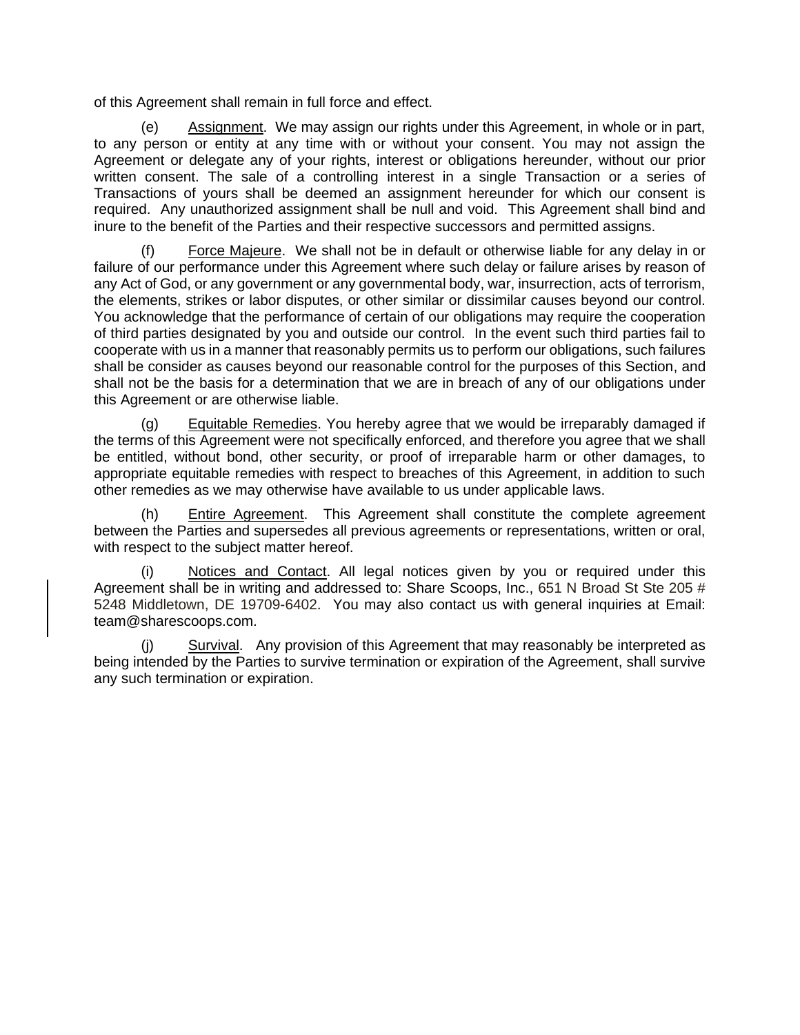of this Agreement shall remain in full force and effect.

(e) Assignment. We may assign our rights under this Agreement, in whole or in part, to any person or entity at any time with or without your consent. You may not assign the Agreement or delegate any of your rights, interest or obligations hereunder, without our prior written consent. The sale of a controlling interest in a single Transaction or a series of Transactions of yours shall be deemed an assignment hereunder for which our consent is required. Any unauthorized assignment shall be null and void. This Agreement shall bind and inure to the benefit of the Parties and their respective successors and permitted assigns.

(f) Force Majeure. We shall not be in default or otherwise liable for any delay in or failure of our performance under this Agreement where such delay or failure arises by reason of any Act of God, or any government or any governmental body, war, insurrection, acts of terrorism, the elements, strikes or labor disputes, or other similar or dissimilar causes beyond our control. You acknowledge that the performance of certain of our obligations may require the cooperation of third parties designated by you and outside our control. In the event such third parties fail to cooperate with us in a manner that reasonably permits us to perform our obligations, such failures shall be consider as causes beyond our reasonable control for the purposes of this Section, and shall not be the basis for a determination that we are in breach of any of our obligations under this Agreement or are otherwise liable.

(g) Equitable Remedies. You hereby agree that we would be irreparably damaged if the terms of this Agreement were not specifically enforced, and therefore you agree that we shall be entitled, without bond, other security, or proof of irreparable harm or other damages, to appropriate equitable remedies with respect to breaches of this Agreement, in addition to such other remedies as we may otherwise have available to us under applicable laws.

(h) Entire Agreement. This Agreement shall constitute the complete agreement between the Parties and supersedes all previous agreements or representations, written or oral, with respect to the subject matter hereof.

(i) Notices and Contact. All legal notices given by you or required under this Agreement shall be in writing and addressed to: Share Scoops, Inc., 651 N Broad St Ste 205 # 5248 Middletown, DE 19709-6402. You may also contact us with general inquiries at Email: team@sharescoops.com.

(j) Survival. Any provision of this Agreement that may reasonably be interpreted as being intended by the Parties to survive termination or expiration of the Agreement, shall survive any such termination or expiration.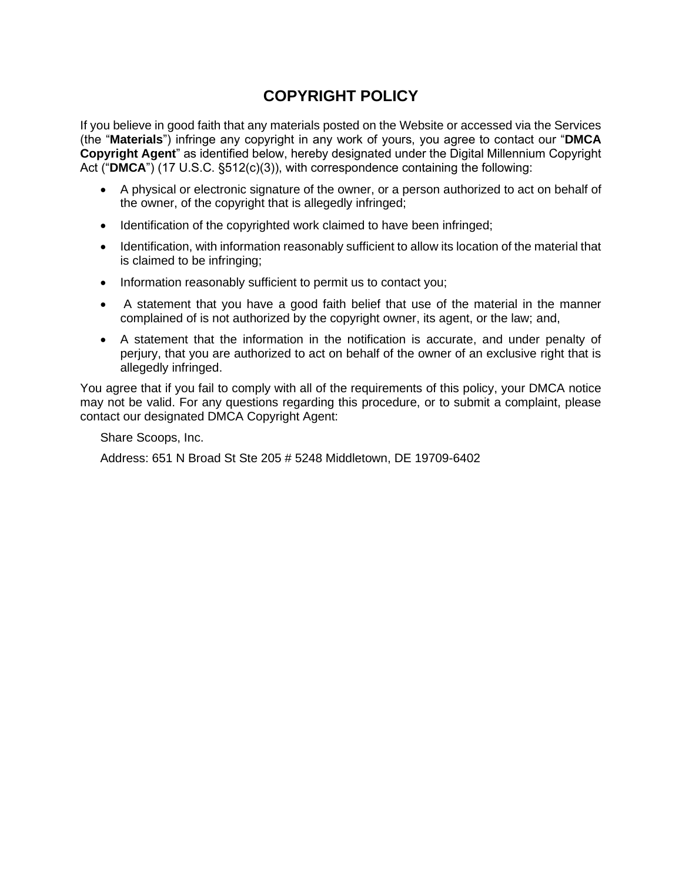# COPYRIGHT POLICY

If you believe in good faith that any materials posted on the Website or accessed via the Services (the "**Materials**") infringe any copyright in any work of yours, you agree to contact our "**DMCA Copyright Agent**" as identified below, hereby designated under the Digital Millennium Copyright Act ("**DMCA**") (17 U.S.C. §512(c)(3)), with correspondence containing the following:

- A physical or electronic signature of the owner, or a person authorized to act on behalf of the owner, of the copyright that is allegedly infringed;
- Identification of the copyrighted work claimed to have been infringed;
- Identification, with information reasonably sufficient to allow its location of the material that is claimed to be infringing;
- Information reasonably sufficient to permit us to contact you;
- A statement that you have a good faith belief that use of the material in the manner complained of is not authorized by the copyright owner, its agent, or the law; and,
- A statement that the information in the notification is accurate, and under penalty of perjury, that you are authorized to act on behalf of the owner of an exclusive right that is allegedly infringed.

You agree that if you fail to comply with all of the requirements of this policy, your DMCA notice may not be valid. For any questions regarding this procedure, or to submit a complaint, please contact our designated DMCA Copyright Agent:

Share Scoops, Inc.

Address: 651 N Broad St Ste 205 # 5248 Middletown, DE 19709-6402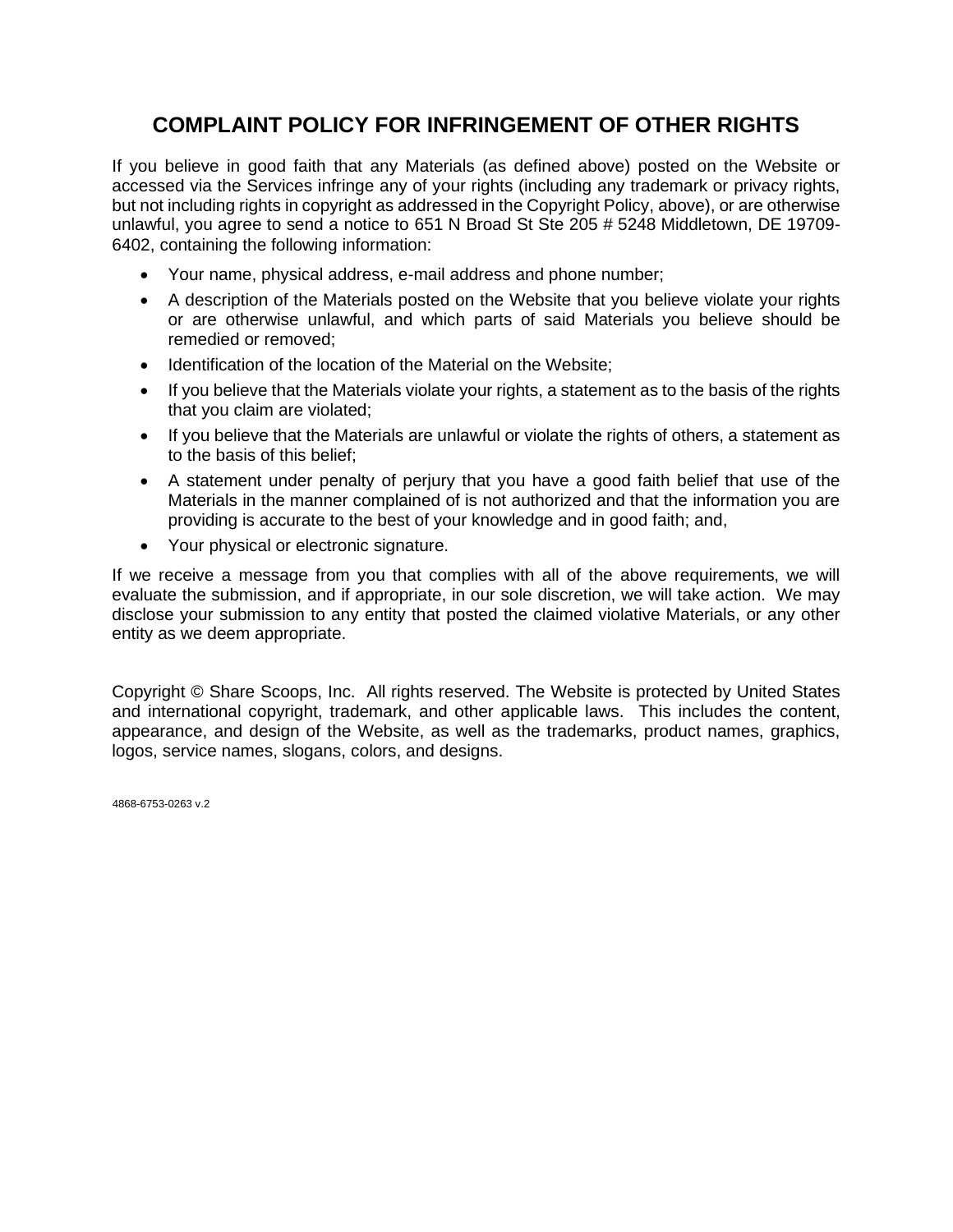## COMPLAINT POLICY FOR INFRINGEMENT OF OTHER RIGHTS

If you believe in good faith that any Materials (as defined above) posted on the Website or accessed via the Services infringe any of your rights (including any trademark or privacy rights, but not including rights in copyright as addressed in the Copyright Policy, above), or are otherwise unlawful, you agree to send a notice to 651 N Broad St Ste 205 # 5248 Middletown, DE 19709-6402, containing the following information:

- Your name, physical address, e-mail address and phone number;
- A description of the Materials posted on the Website that you believe violate your rights or are otherwise unlawful, and which parts of said Materials you believe should be remedied or removed;
- Identification of the location of the Material on the Website;
- If you believe that the Materials violate your rights, a statement as to the basis of the rights that you claim are violated;
- If you believe that the Materials are unlawful or violate the rights of others, a statement as to the basis of this belief;
- A statement under penalty of perjury that you have a good faith belief that use of the Materials in the manner complained of is not authorized and that the information you are providing is accurate to the best of your knowledge and in good faith; and,
- Your physical or electronic signature.

If we receive a message from you that complies with all of the above requirements, we will evaluate the submission, and if appropriate, in our sole discretion, we will take action. We may disclose your submission to any entity that posted the claimed violative Materials, or any other entity as we deem appropriate.

Copyright © Share Scoops, Inc. All rights reserved. The Website is protected by United States and international copyright, trademark, and other applicable laws. This includes the content, appearance, and design of the Website, as well as the trademarks, product names, graphics, logos, service names, slogans, colors, and designs.

4868-6753-0263 v.2